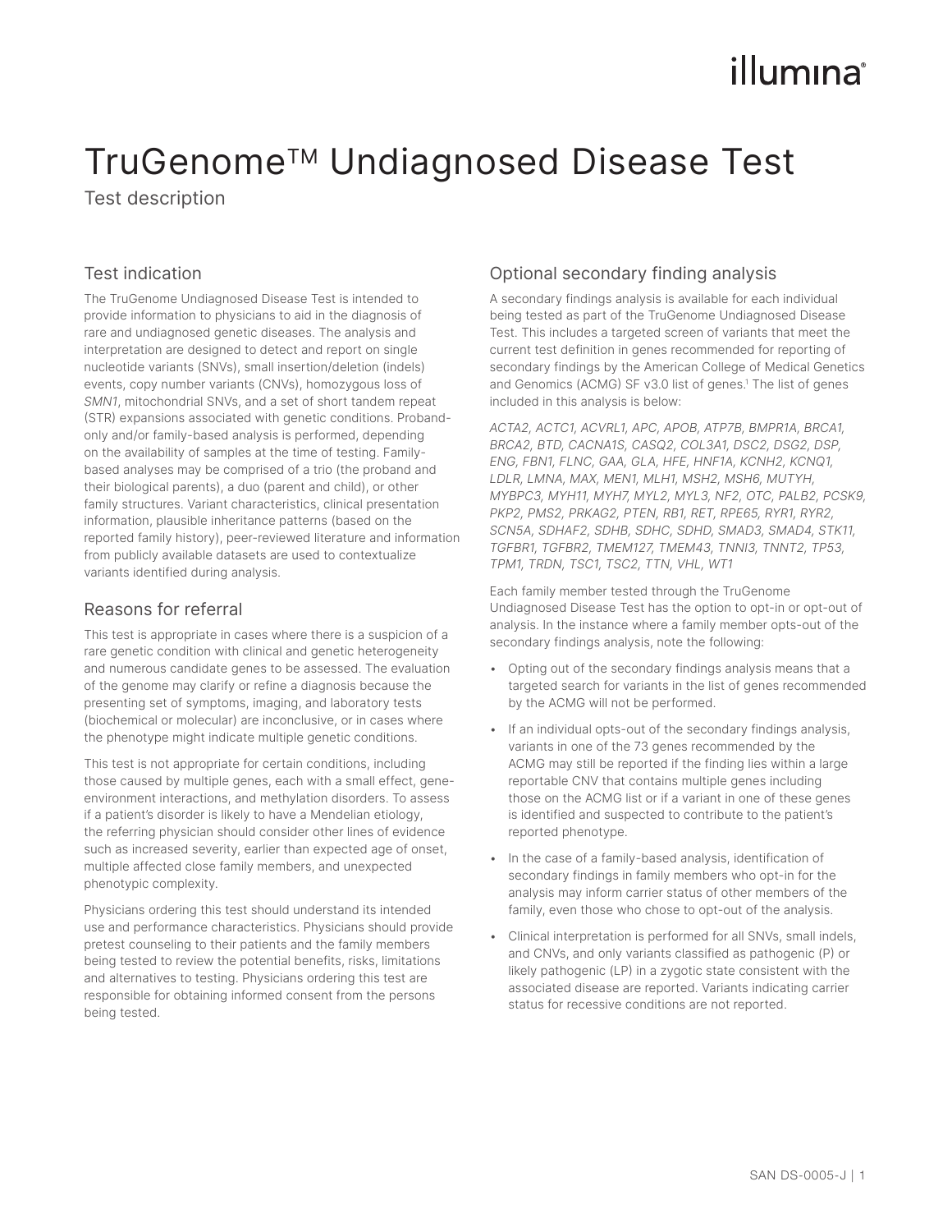# TruGenome™ Undiagnosed Disease Test

Test description

## Test indication

The TruGenome Undiagnosed Disease Test is intended to provide information to physicians to aid in the diagnosis of rare and undiagnosed genetic diseases. The analysis and interpretation are designed to detect and report on single nucleotide variants (SNVs), small insertion/deletion (indels) events, copy number variants (CNVs), homozygous loss of *SMN1*, mitochondrial SNVs, and a set of short tandem repeat (STR) expansions associated with genetic conditions. Proband-only and/or family-based analysis is performed, depending on the availability of samples at the time of testing. Family-based analyses may be comprised of a trio (the proband and their biological parents), a duo (parent and child), or other family structures. Variant characteristics, clinical presentation information, plausible inheritance patterns (based on the reported family history), peer-reviewed literature and information from publicly available datasets are used to contextualize variants identified during analysis.

## Reasons for referral

This test is appropriate in cases where there is a suspicion of a rare genetic condition with clinical and genetic heterogeneity and numerous candidate genes to be assessed. The evaluation of the genome may clarify or refine a diagnosis because the presenting set of symptoms, imaging, and laboratory tests (biochemical or molecular) are inconclusive, or in cases where the phenotype might indicate multiple genetic conditions.

This test is not appropriate for certain conditions, including those caused by multiple genes, each with a small effect, gene-environment interactions, and methylation disorders. To assess if a patient's disorder is likely to have a Mendelian etiology, the referring physician should consider other lines of evidence such as increased severity, earlier than expected age of onset, multiple affected close family members, and unexpected phenotypic complexity.

Physicians ordering this test should understand its intended use and performance characteristics. Physicians should provide pretest counseling to their patients and the family members being tested to review the potential benefits, risks, limitations and alternatives to testing. Physicians ordering this test are responsible for obtaining informed consent from the persons being tested.

## Optional secondary finding analysis

A secondary findings analysis is available for each individual being tested as part of the TruGenome Undiagnosed Disease Test. This includes a targeted screen of variants that meet the current test definition in genes recommended for reporting of secondary findings by the American College of Medical Genetics and Genomics (ACMG) SF v3.0 list of genes.[1] The list of genes included in this analysis is below:

*ACTA2, ACTC1, ACVRL1, APC, APOB, ATP7B, BMPR1A, BRCA1, BRCA2, BTD, CACNA1S, CASQ2, COL3A1, DSC2, DSG2, DSP, ENG, FBN1, FLNC, GAA, GLA, HFE, HNF1A, KCNH2, KCNQ1, LDLR, LMNA, MAX, MEN1, MLH1, MSH2, MSH6, MUTYH, MYBPC3, MYH11, MYH7, MYL2, MYL3, NF2, OTC, PALB2, PCSK9, PKP2, PMS2, PRKAG2, PTEN, RB1, RET, RPE65, RYR1, RYR2, SCN5A, SDHAF2, SDHB, SDHC, SDHD, SMAD3, SMAD4, STK11, TGFBR1, TGFBR2, TMEM127, TMEM43, TNNI3, TNNT2, TP53, TPM1, TRDN, TSC1, TSC2, TTN, VHL, WT1*

Each family member tested through the TruGenome Undiagnosed Disease Test has the option to opt-in or opt-out of analysis. In the instance where a family member opts-out of the secondary findings analysis, note the following:

- Opting out of the secondary findings analysis means that a targeted search for variants in the list of genes recommended by the ACMG will not be performed.
- If an individual opts-out of the secondary findings analysis, variants in one of the 73 genes recommended by the ACMG may still be reported if the finding lies within a large reportable CNV that contains multiple genes including those on the ACMG list or if a variant in one of these genes is identified and suspected to contribute to the patient's reported phenotype.
- In the case of a family-based analysis, identification of secondary findings in family members who opt-in for the analysis may inform carrier status of other members of the family, even those who chose to opt-out of the analysis.
- Clinical interpretation is performed for all SNVs, small indels, and CNVs, and only variants classified as pathogenic (P) or likely pathogenic (LP) in a zygotic state consistent with the associated disease are reported. Variants indicating carrier status for recessive conditions are not reported.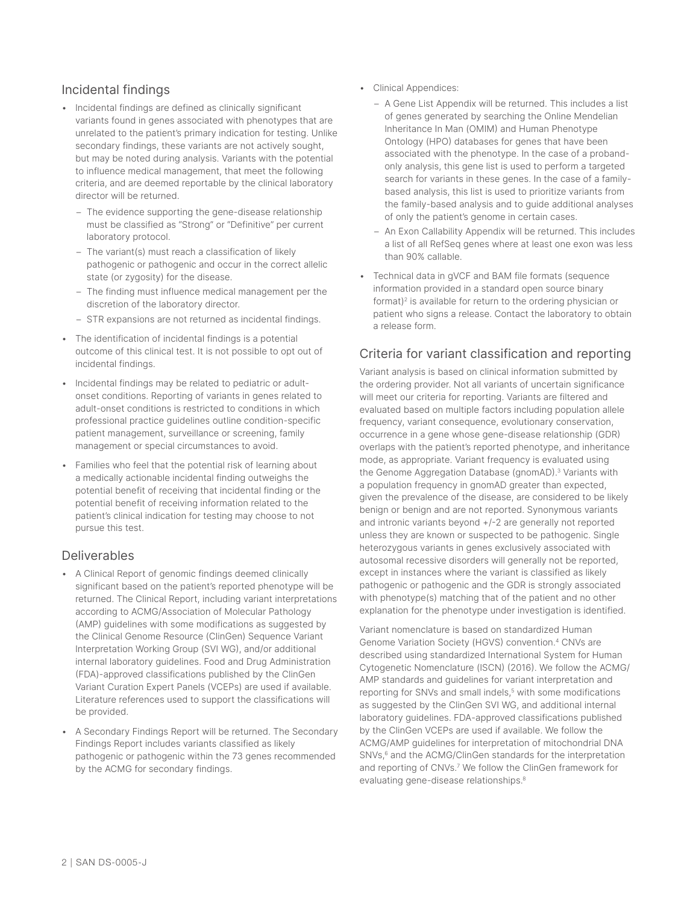## Incidental findings

- Incidental findings are defined as clinically significant variants found in genes associated with phenotypes that are unrelated to the patient's primary indication for testing. Unlike secondary findings, these variants are not actively sought, but may be noted during analysis. Variants with the potential to influence medical management, that meet the following criteria, and are deemed reportable by the clinical laboratory director will be returned.
  - The evidence supporting the gene-disease relationship must be classified as "Strong" or "Definitive" per current laboratory protocol.
  - The variant(s) must reach a classification of likely pathogenic or pathogenic and occur in the correct allelic state (or zygosity) for the disease.
  - The finding must influence medical management per the discretion of the laboratory director.
  - STR expansions are not returned as incidental findings.
- The identification of incidental findings is a potential outcome of this clinical test. It is not possible to opt out of incidental findings.
- Incidental findings may be related to pediatric or adult-onset conditions. Reporting of variants in genes related to adult-onset conditions is restricted to conditions in which professional practice guidelines outline condition-specific patient management, surveillance or screening, family management or special circumstances to avoid.
- Families who feel that the potential risk of learning about a medically actionable incidental finding outweighs the potential benefit of receiving that incidental finding or the potential benefit of receiving information related to the patient's clinical indication for testing may choose to not pursue this test.

## Deliverables

- A Clinical Report of genomic findings deemed clinically significant based on the patient's reported phenotype will be returned. The Clinical Report, including variant interpretations according to ACMG/Association of Molecular Pathology (AMP) guidelines with some modifications as suggested by the Clinical Genome Resource (ClinGen) Sequence Variant Interpretation Working Group (SVI WG), and/or additional internal laboratory guidelines. Food and Drug Administration (FDA)-approved classifications published by the ClinGen Variant Curation Expert Panels (VCEPs) are used if available. Literature references used to support the classifications will be provided.
- A Secondary Findings Report will be returned. The Secondary Findings Report includes variants classified as likely pathogenic or pathogenic within the 73 genes recommended by the ACMG for secondary findings.
- Clinical Appendices:
  - A Gene List Appendix will be returned. This includes a list of genes generated by searching the Online Mendelian Inheritance In Man (OMIM) and Human Phenotype Ontology (HPO) databases for genes that have been associated with the phenotype. In the case of a proband-only analysis, this gene list is used to perform a targeted search for variants in these genes. In the case of a family-based analysis, this list is used to prioritize variants from the family-based analysis and to guide additional analyses of only the patient's genome in certain cases.
  - An Exon Callability Appendix will be returned. This includes a list of all RefSeq genes where at least one exon was less than 90% callable.
- Technical data in gVCF and BAM file formats (sequence information provided in a standard open source binary format)[2] is available for return to the ordering physician or patient who signs a release. Contact the laboratory to obtain a release form.

## Criteria for variant classification and reporting

Variant analysis is based on clinical information submitted by the ordering provider. Not all variants of uncertain significance will meet our criteria for reporting. Variants are filtered and evaluated based on multiple factors including population allele frequency, variant consequence, evolutionary conservation, occurrence in a gene whose gene-disease relationship (GDR) overlaps with the patient's reported phenotype, and inheritance mode, as appropriate. Variant frequency is evaluated using the Genome Aggregation Database (gnomAD).[3] Variants with a population frequency in gnomAD greater than expected, given the prevalence of the disease, are considered to be likely benign or benign and are not reported. Synonymous variants and intronic variants beyond +/-2 are generally not reported unless they are known or suspected to be pathogenic. Single heterozygous variants in genes exclusively associated with autosomal recessive disorders will generally not be reported, except in instances where the variant is classified as likely pathogenic or pathogenic and the GDR is strongly associated with phenotype(s) matching that of the patient and no other explanation for the phenotype under investigation is identified.

Variant nomenclature is based on standardized Human Genome Variation Society (HGVS) convention.[4] CNVs are described using standardized International System for Human Cytogenetic Nomenclature (ISCN) (2016). We follow the ACMG/AMP standards and guidelines for variant interpretation and reporting for SNVs and small indels,[5] with some modifications as suggested by the ClinGen SVI WG, and additional internal laboratory guidelines. FDA-approved classifications published by the ClinGen VCEPs are used if available. We follow the ACMG/AMP guidelines for interpretation of mitochondrial DNA SNVs,[6] and the ACMG/ClinGen standards for the interpretation and reporting of CNVs.[7] We follow the ClinGen framework for evaluating gene-disease relationships.[8]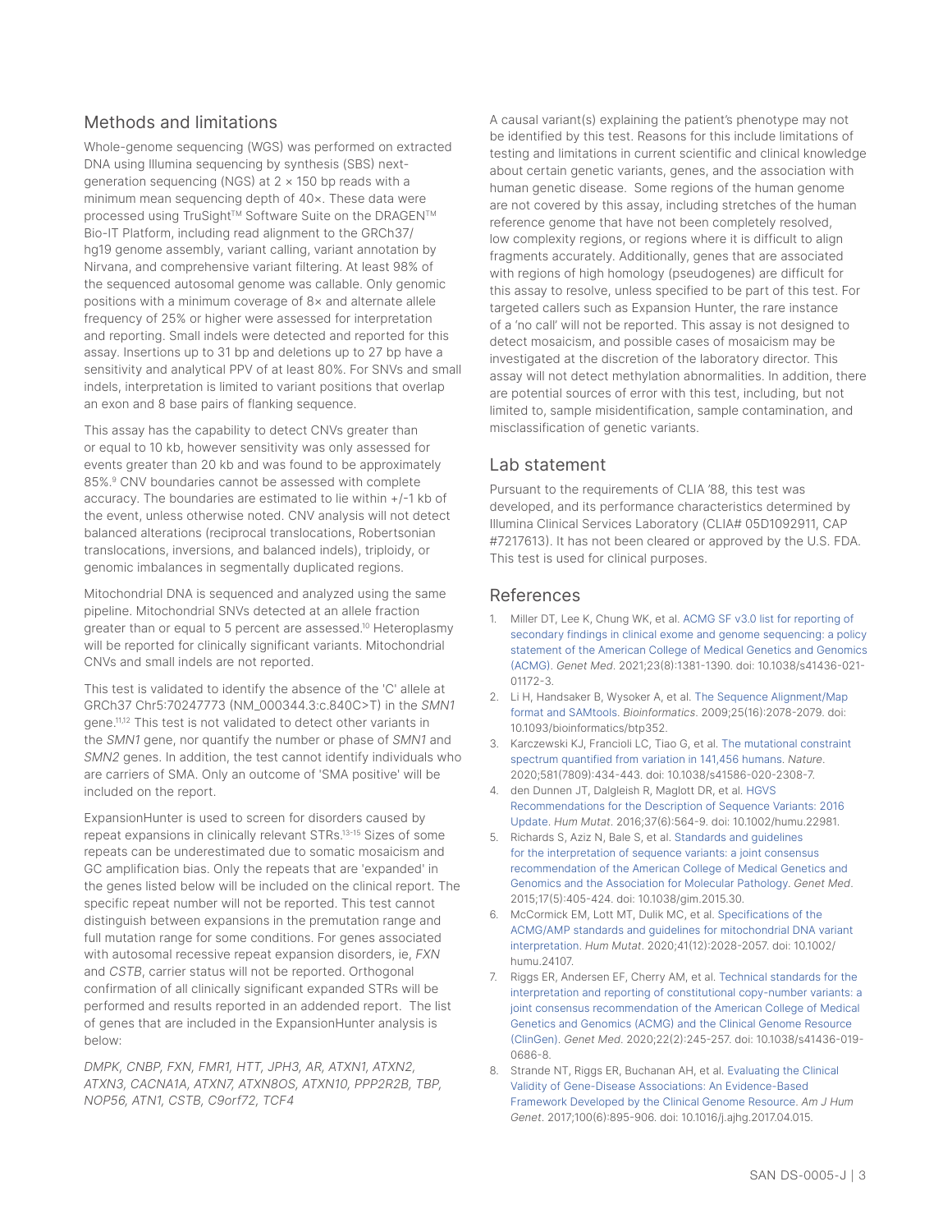## Methods and limitations

Whole-genome sequencing (WGS) was performed on extracted DNA using Illumina sequencing by synthesis (SBS) next-generation sequencing (NGS) at 2 × 150 bp reads with a minimum mean sequencing depth of 40×. These data were processed using TruSight™ Software Suite on the DRAGEN™ Bio-IT Platform, including read alignment to the GRCh37/hg19 genome assembly, variant calling, variant annotation by Nirvana, and comprehensive variant filtering. At least 98% of the sequenced autosomal genome was callable. Only genomic positions with a minimum coverage of 8× and alternate allele frequency of 25% or higher were assessed for interpretation and reporting. Small indels were detected and reported for this assay. Insertions up to 31 bp and deletions up to 27 bp have a sensitivity and analytical PPV of at least 80%. For SNVs and small indels, interpretation is limited to variant positions that overlap an exon and 8 base pairs of flanking sequence.

This assay has the capability to detect CNVs greater than or equal to 10 kb, however sensitivity was only assessed for events greater than 20 kb and was found to be approximately 85%.[9] CNV boundaries cannot be assessed with complete accuracy. The boundaries are estimated to lie within +/-1 kb of the event, unless otherwise noted. CNV analysis will not detect balanced alterations (reciprocal translocations, Robertsonian translocations, inversions, and balanced indels), triploidy, or genomic imbalances in segmentally duplicated regions.

Mitochondrial DNA is sequenced and analyzed using the same pipeline. Mitochondrial SNVs detected at an allele fraction greater than or equal to 5 percent are assessed.[10] Heteroplasmy will be reported for clinically significant variants. Mitochondrial CNVs and small indels are not reported.

This test is validated to identify the absence of the 'C' allele at GRCh37 Chr5:70247773 (NM_000344.3:c.840C>T) in the *SMN1* gene.[11,12] This test is not validated to detect other variants in the *SMN1* gene, nor quantify the number or phase of *SMN1* and *SMN2* genes. In addition, the test cannot identify individuals who are carriers of SMA. Only an outcome of 'SMA positive' will be included on the report.

ExpansionHunter is used to screen for disorders caused by repeat expansions in clinically relevant STRs.[13-15] Sizes of some repeats can be underestimated due to somatic mosaicism and GC amplification bias. Only the repeats that are 'expanded' in the genes listed below will be included on the clinical report. The specific repeat number will not be reported. This test cannot distinguish between expansions in the premutation range and full mutation range for some conditions. For genes associated with autosomal recessive repeat expansion disorders, ie, *FXN* and *CSTB*, carrier status will not be reported. Orthogonal confirmation of all clinically significant expanded STRs will be performed and results reported in an addended report. The list of genes that are included in the ExpansionHunter analysis is below:

*DMPK, CNBP, FXN, FMR1, HTT, JPH3, AR, ATXN1, ATXN2, ATXN3, CACNA1A, ATXN7, ATXN8OS, ATXN10, PPP2R2B, TBP, NOP56, ATN1, CSTB, C9orf72, TCF4*

A causal variant(s) explaining the patient's phenotype may not be identified by this test. Reasons for this include limitations of testing and limitations in current scientific and clinical knowledge about certain genetic variants, genes, and the association with human genetic disease. Some regions of the human genome are not covered by this assay, including stretches of the human reference genome that have not been completely resolved, low complexity regions, or regions where it is difficult to align fragments accurately. Additionally, genes that are associated with regions of high homology (pseudogenes) are difficult for this assay to resolve, unless specified to be part of this test. For targeted callers such as Expansion Hunter, the rare instance of a 'no call' will not be reported. This assay is not designed to detect mosaicism, and possible cases of mosaicism may be investigated at the discretion of the laboratory director. This assay will not detect methylation abnormalities. In addition, there are potential sources of error with this test, including, but not limited to, sample misidentification, sample contamination, and misclassification of genetic variants.

## Lab statement

Pursuant to the requirements of CLIA '88, this test was developed, and its performance characteristics determined by Illumina Clinical Services Laboratory (CLIA# 05D1092911, CAP #7217613). It has not been cleared or approved by the U.S. FDA. This test is used for clinical purposes.

## References

1. Miller DT, Lee K, Chung WK, et al. ACMG SF v3.0 list for reporting of secondary findings in clinical exome and genome sequencing: a policy statement of the American College of Medical Genetics and Genomics (ACMG). *Genet Med*. 2021;23(8):1381-1390. doi: 10.1038/s41436-021-01172-3.
2. Li H, Handsaker B, Wysoker A, et al. The Sequence Alignment/Map format and SAMtools. *Bioinformatics*. 2009;25(16):2078-2079. doi: 10.1093/bioinformatics/btp352.
3. Karczewski KJ, Francioli LC, Tiao G, et al. The mutational constraint spectrum quantified from variation in 141,456 humans. *Nature*. 2020;581(7809):434-443. doi: 10.1038/s41586-020-2308-7.
4. den Dunnen JT, Dalgleish R, Maglott DR, et al. HGVS Recommendations for the Description of Sequence Variants: 2016 Update. *Hum Mutat*. 2016;37(6):564-9. doi: 10.1002/humu.22981.
5. Richards S, Aziz N, Bale S, et al. Standards and guidelines for the interpretation of sequence variants: a joint consensus recommendation of the American College of Medical Genetics and Genomics and the Association for Molecular Pathology. *Genet Med*. 2015;17(5):405-424. doi: 10.1038/gim.2015.30.
6. McCormick EM, Lott MT, Dulik MC, et al. Specifications of the ACMG/AMP standards and guidelines for mitochondrial DNA variant interpretation. *Hum Mutat*. 2020;41(12):2028-2057. doi: 10.1002/humu.24107.
7. Riggs ER, Andersen EF, Cherry AM, et al. Technical standards for the interpretation and reporting of constitutional copy-number variants: a joint consensus recommendation of the American College of Medical Genetics and Genomics (ACMG) and the Clinical Genome Resource (ClinGen). *Genet Med*. 2020;22(2):245-257. doi: 10.1038/s41436-019-0686-8.
8. Strande NT, Riggs ER, Buchanan AH, et al. Evaluating the Clinical Validity of Gene-Disease Associations: An Evidence-Based Framework Developed by the Clinical Genome Resource. *Am J Hum Genet*. 2017;100(6):895-906. doi: 10.1016/j.ajhg.2017.04.015.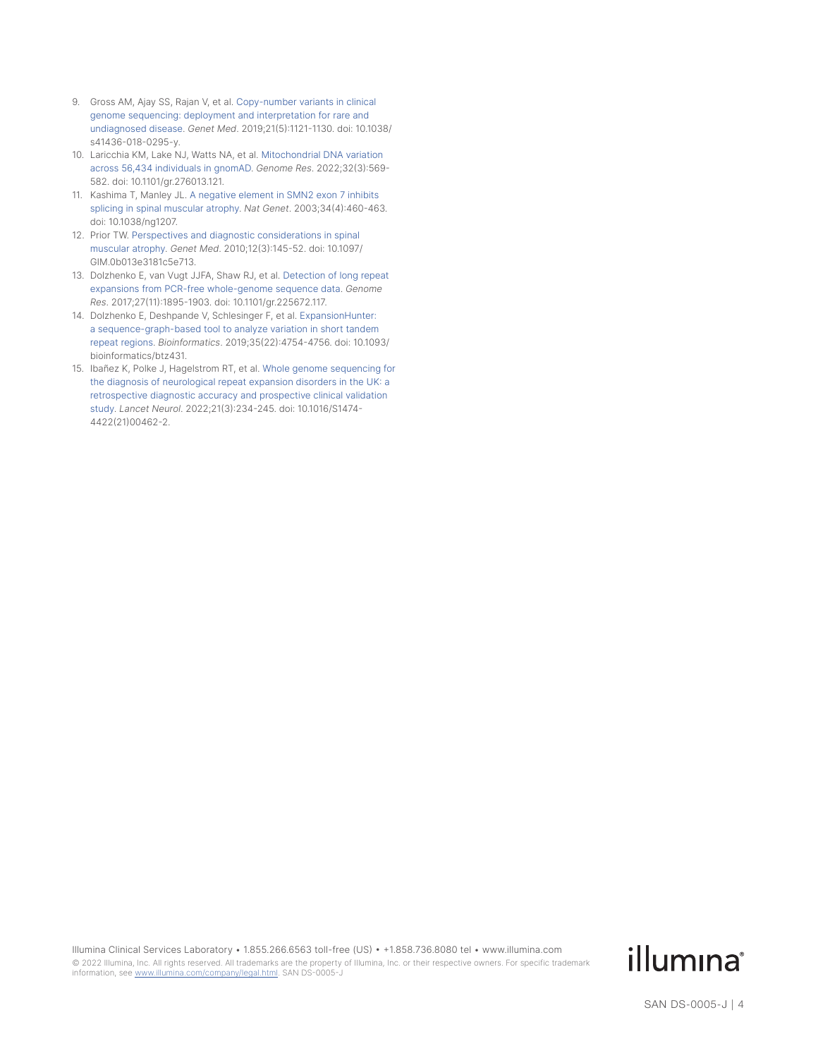9. Gross AM, Ajay SS, Rajan V, et al. Copy-number variants in clinical genome sequencing: deployment and interpretation for rare and undiagnosed disease. *Genet Med*. 2019;21(5):1121-1130. doi: 10.1038/s41436-018-0295-y.
10. Laricchia KM, Lake NJ, Watts NA, et al. Mitochondrial DNA variation across 56,434 individuals in gnomAD. *Genome Res*. 2022;32(3):569-582. doi: 10.1101/gr.276013.121.
11. Kashima T, Manley JL. A negative element in SMN2 exon 7 inhibits splicing in spinal muscular atrophy. *Nat Genet*. 2003;34(4):460-463. doi: 10.1038/ng1207.
12. Prior TW. Perspectives and diagnostic considerations in spinal muscular atrophy. *Genet Med*. 2010;12(3):145-52. doi: 10.1097/GIM.0b013e3181c5e713.
13. Dolzhenko E, van Vugt JJFA, Shaw RJ, et al. Detection of long repeat expansions from PCR-free whole-genome sequence data. *Genome Res*. 2017;27(11):1895-1903. doi: 10.1101/gr.225672.117.
14. Dolzhenko E, Deshpande V, Schlesinger F, et al. ExpansionHunter: a sequence-graph-based tool to analyze variation in short tandem repeat regions. *Bioinformatics*. 2019;35(22):4754-4756. doi: 10.1093/bioinformatics/btz431.
15. Ibañez K, Polke J, Hagelstrom RT, et al. Whole genome sequencing for the diagnosis of neurological repeat expansion disorders in the UK: a retrospective diagnostic accuracy and prospective clinical validation study. *Lancet Neurol*. 2022;21(3):234-245. doi: 10.1016/S1474-4422(21)00462-2.

Illumina Clinical Services Laboratory • 1.855.266.6563 toll-free (US) • +1.858.736.8080 tel • www.illumina.com

© 2022 Illumina, Inc. All rights reserved. All trademarks are the property of Illumina, Inc. or their respective owners. For specific trademark information, see www.illumina.com/company/legal.html. SAN DS-0005-J